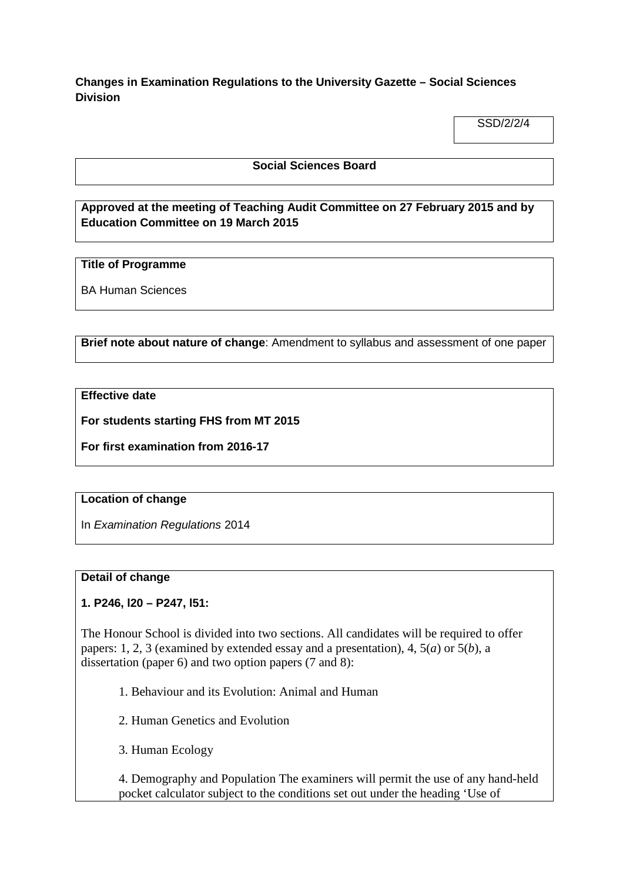**Changes in Examination Regulations to the University Gazette – Social Sciences Division**

SSD/2/2/4

**Social Sciences Board**

**Approved at the meeting of Teaching Audit Committee on 27 February 2015 and by Education Committee on 19 March 2015**

**Title of Programme**

BA Human Sciences

**Brief note about nature of change**: Amendment to syllabus and assessment of one paper

**Effective date**

**For students starting FHS from MT 2015**

**For first examination from 2016-17**

**Location of change**

In *Examination Regulations* 2014

**Detail of change**

**1. P246, l20 – P247, l51:**

The Honour School is divided into two sections. All candidates will be required to offer papers: 1, 2, 3 (examined by extended essay and a presentation), 4, 5(*a*) or 5(*b*), a dissertation (paper 6) and two option papers (7 and 8):

1. Behaviour and its Evolution: Animal and Human

2. Human Genetics and Evolution

3. Human Ecology

4. Demography and Population The examiners will permit the use of any hand-held pocket calculator subject to the conditions set out under the heading 'Use of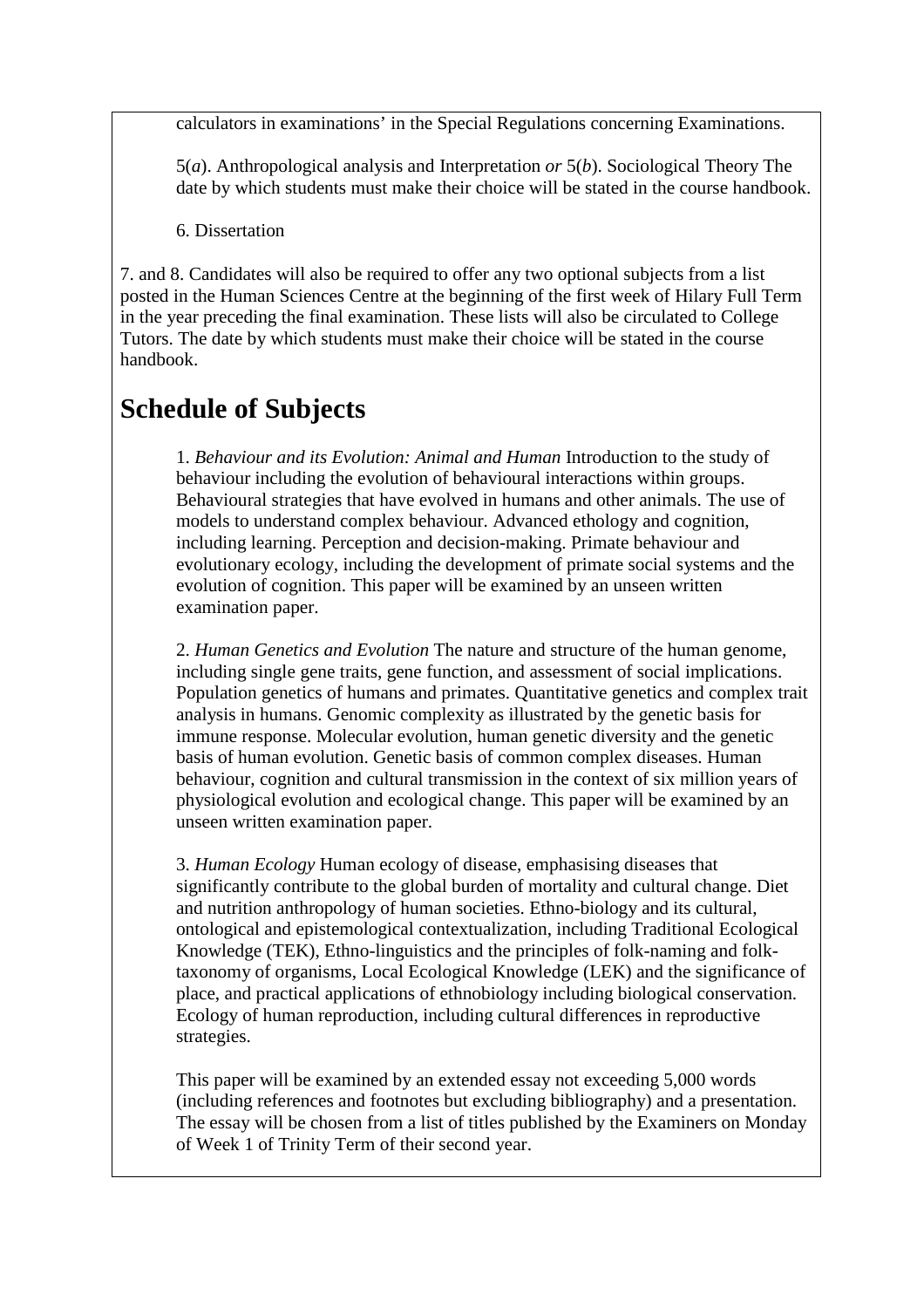calculators in examinations' in the Special Regulations concerning Examinations.

5(*a*). Anthropological analysis and Interpretation *or* 5(*b*). Sociological Theory The date by which students must make their choice will be stated in the course handbook.

6. Dissertation

7. and 8. Candidates will also be required to offer any two optional subjects from a list posted in the Human Sciences Centre at the beginning of the first week of Hilary Full Term in the year preceding the final examination. These lists will also be circulated to College Tutors. The date by which students must make their choice will be stated in the course handbook.

## Schedule of Subjects

1. *Behaviour and its Evolution: Animal and Human* Introduction to the study of behaviour including the evolution of behavioural interactions within groups. Behavioural strategies that have evolved in humans and other animals. The use of models to understand complex behaviour. Advanced ethology and cognition, including learning. Perception and decision-making. Primate behaviour and evolutionary ecology, including the development of primate social systems and the evolution of cognition. This paper will be examined by an unseen written examination paper.

2. *Human Genetics and Evolution* The nature and structure of the human genome, including single gene traits, gene function, and assessment of social implications. Population genetics of humans and primates. Quantitative genetics and complex trait analysis in humans. Genomic complexity as illustrated by the genetic basis for immune response. Molecular evolution, human genetic diversity and the genetic basis of human evolution. Genetic basis of common complex diseases. Human behaviour, cognition and cultural transmission in the context of six million years of physiological evolution and ecological change. This paper will be examined by an unseen written examination paper.

3. *Human Ecology* Human ecology of disease, emphasising diseases that significantly contribute to the global burden of mortality and cultural change. Diet and nutrition anthropology of human societies. Ethno-biology and its cultural, ontological and epistemological contextualization, including Traditional Ecological Knowledge (TEK), Ethno-linguistics and the principles of folk-naming and folk-taxonomy of organisms, Local Ecological Knowledge (LEK) and the significance of place, and practical applications of ethnobiology including biological conservation. Ecology of human reproduction, including cultural differences in reproductive strategies.

This paper will be examined by an extended essay not exceeding 5,000 words (including references and footnotes but excluding bibliography) and a presentation. The essay will be chosen from a list of titles published by the Examiners on Monday of Week 1 of Trinity Term of their second year.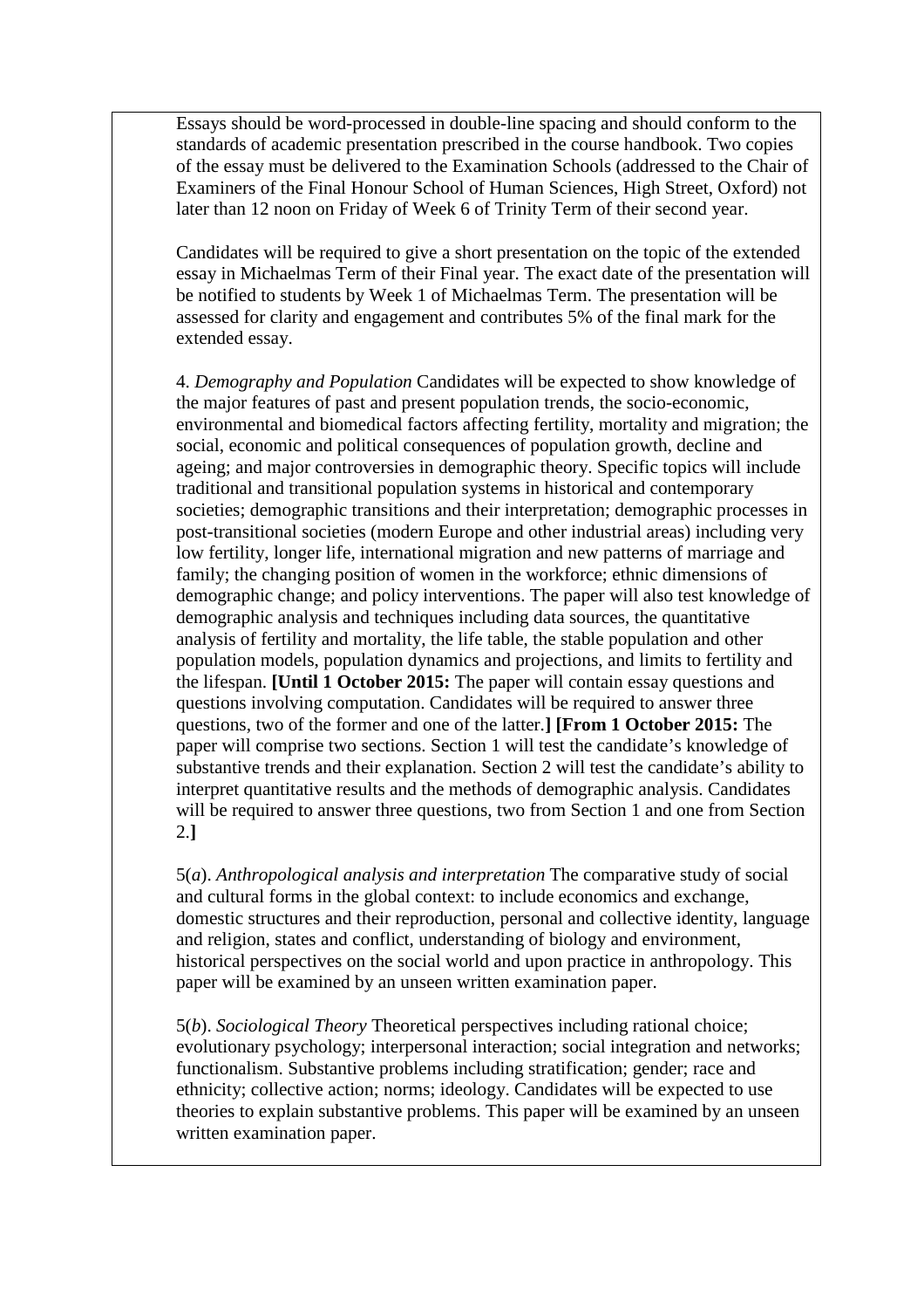Essays should be word-processed in double-line spacing and should conform to the standards of academic presentation prescribed in the course handbook. Two copies of the essay must be delivered to the Examination Schools (addressed to the Chair of Examiners of the Final Honour School of Human Sciences, High Street, Oxford) not later than 12 noon on Friday of Week 6 of Trinity Term of their second year.

Candidates will be required to give a short presentation on the topic of the extended essay in Michaelmas Term of their Final year. The exact date of the presentation will be notified to students by Week 1 of Michaelmas Term. The presentation will be assessed for clarity and engagement and contributes 5% of the final mark for the extended essay.

4. *Demography and Population* Candidates will be expected to show knowledge of the major features of past and present population trends, the socio-economic, environmental and biomedical factors affecting fertility, mortality and migration; the social, economic and political consequences of population growth, decline and ageing; and major controversies in demographic theory. Specific topics will include traditional and transitional population systems in historical and contemporary societies; demographic transitions and their interpretation; demographic processes in post-transitional societies (modern Europe and other industrial areas) including very low fertility, longer life, international migration and new patterns of marriage and family; the changing position of women in the workforce; ethnic dimensions of demographic change; and policy interventions. The paper will also test knowledge of demographic analysis and techniques including data sources, the quantitative analysis of fertility and mortality, the life table, the stable population and other population models, population dynamics and projections, and limits to fertility and the lifespan. **[Until 1 October 2015:** The paper will contain essay questions and questions involving computation. Candidates will be required to answer three questions, two of the former and one of the latter.**] [From 1 October 2015:** The paper will comprise two sections. Section 1 will test the candidate's knowledge of substantive trends and their explanation. Section 2 will test the candidate's ability to interpret quantitative results and the methods of demographic analysis. Candidates will be required to answer three questions, two from Section 1 and one from Section 2.**]**

5(*a*). *Anthropological analysis and interpretation* The comparative study of social and cultural forms in the global context: to include economics and exchange, domestic structures and their reproduction, personal and collective identity, language and religion, states and conflict, understanding of biology and environment, historical perspectives on the social world and upon practice in anthropology. This paper will be examined by an unseen written examination paper.

5(*b*). *Sociological Theory* Theoretical perspectives including rational choice; evolutionary psychology; interpersonal interaction; social integration and networks; functionalism. Substantive problems including stratification; gender; race and ethnicity; collective action; norms; ideology. Candidates will be expected to use theories to explain substantive problems. This paper will be examined by an unseen written examination paper.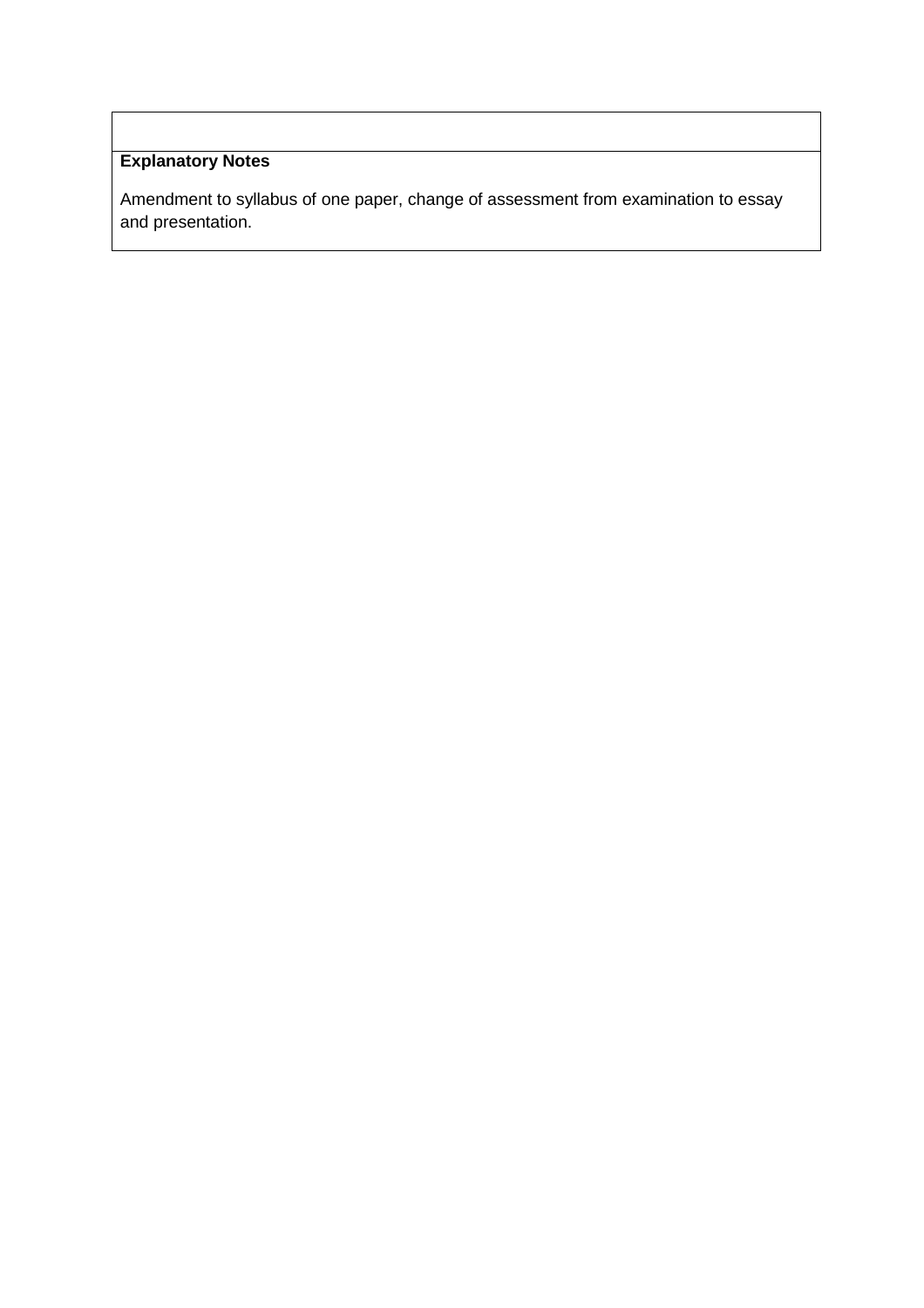**Explanatory Notes**

Amendment to syllabus of one paper, change of assessment from examination to essay and presentation.